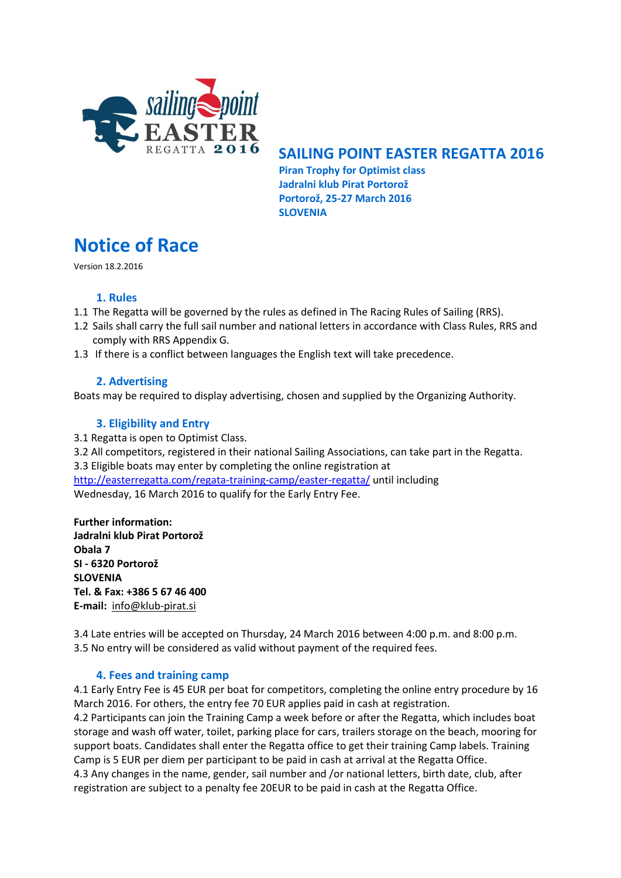## SAILING POINT EASTER REGATTA 2016

**Piran Trophy for Optimist class**
**Jadralni klub Pirat Portorož**
**Portorož, 25-27 March 2016**
**SLOVENIA**

# Notice of Race

Version 18.2.2016

### 1. Rules

1.1 The Regatta will be governed by the rules as defined in The Racing Rules of Sailing (RRS).
1.2 Sails shall carry the full sail number and national letters in accordance with Class Rules, RRS and comply with RRS Appendix G.
1.3 If there is a conflict between languages the English text will take precedence.

### 2. Advertising

Boats may be required to display advertising, chosen and supplied by the Organizing Authority.

### 3. Eligibility and Entry

3.1 Regatta is open to Optimist Class.
3.2 All competitors, registered in their national Sailing Associations, can take part in the Regatta.
3.3 Eligible boats may enter by completing the online registration at http://easterregatta.com/regata-training-camp/easter-regatta/ until including Wednesday, 16 March 2016 to qualify for the Early Entry Fee.

**Further information:**
**Jadralni klub Pirat Portorož**
**Obala 7**
**SI - 6320 Portorož**
**SLOVENIA**
**Tel. & Fax: +386 5 67 46 400**
**E-mail:** info@klub-pirat.si

3.4 Late entries will be accepted on Thursday, 24 March 2016 between 4:00 p.m. and 8:00 p.m.
3.5 No entry will be considered as valid without payment of the required fees.

### 4. Fees and training camp

4.1 Early Entry Fee is 45 EUR per boat for competitors, completing the online entry procedure by 16 March 2016. For others, the entry fee 70 EUR applies paid in cash at registration.
4.2 Participants can join the Training Camp a week before or after the Regatta, which includes boat storage and wash off water, toilet, parking place for cars, trailers storage on the beach, mooring for support boats. Candidates shall enter the Regatta office to get their training Camp labels. Training Camp is 5 EUR per diem per participant to be paid in cash at arrival at the Regatta Office.
4.3 Any changes in the name, gender, sail number and /or national letters, birth date, club, after registration are subject to a penalty fee 20EUR to be paid in cash at the Regatta Office.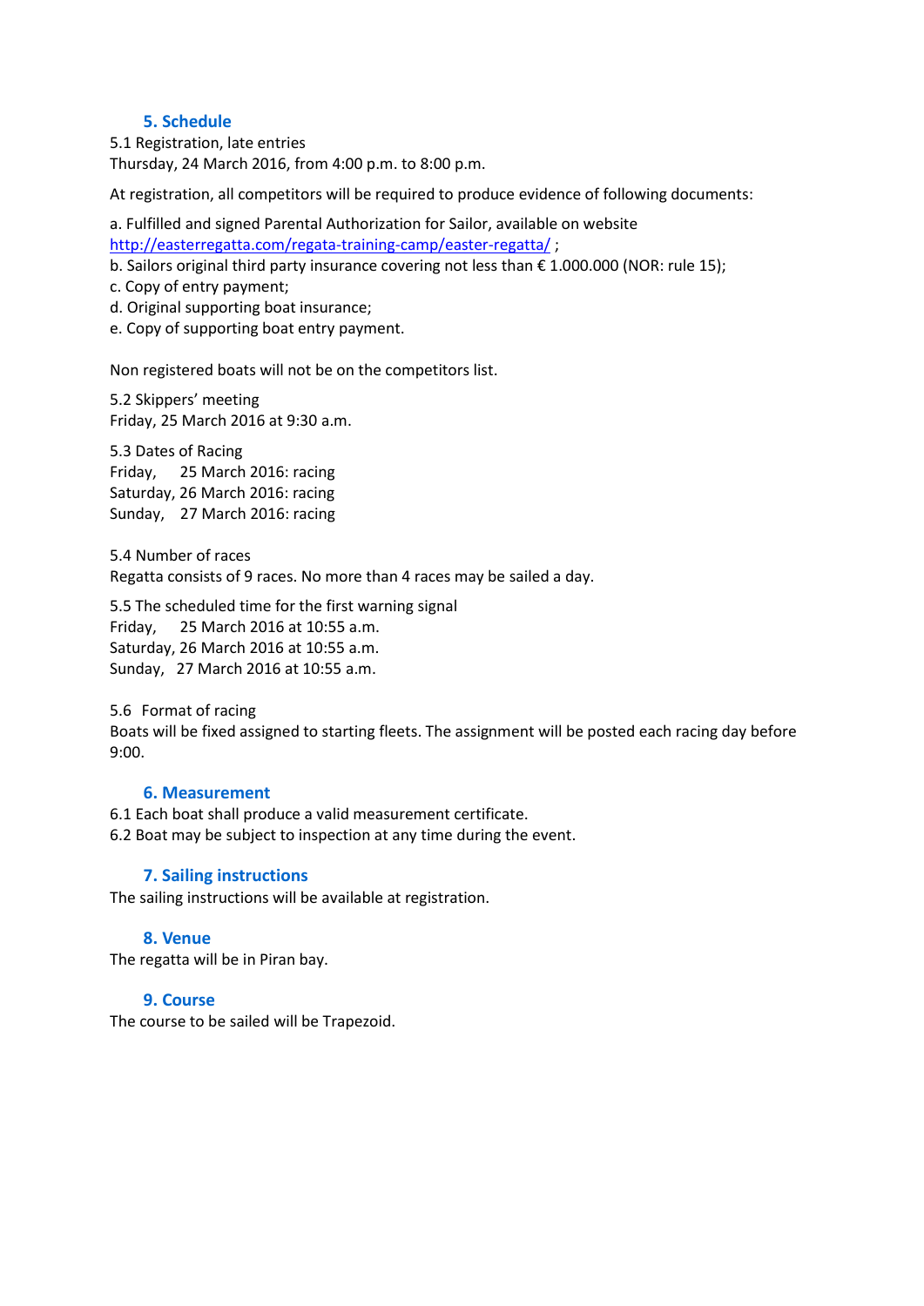## 5. Schedule

5.1 Registration, late entries
Thursday, 24 March 2016, from 4:00 p.m. to 8:00 p.m.

At registration, all competitors will be required to produce evidence of following documents:

a. Fulfilled and signed Parental Authorization for Sailor, available on website http://easterregatta.com/regata-training-camp/easter-regatta/ ;
b. Sailors original third party insurance covering not less than € 1.000.000 (NOR: rule 15);
c. Copy of entry payment;
d. Original supporting boat insurance;
e. Copy of supporting boat entry payment.

Non registered boats will not be on the competitors list.

5.2 Skippers' meeting
Friday, 25 March 2016 at 9:30 a.m.

5.3 Dates of Racing
Friday, 25 March 2016: racing
Saturday, 26 March 2016: racing
Sunday, 27 March 2016: racing

5.4 Number of races
Regatta consists of 9 races. No more than 4 races may be sailed a day.

5.5 The scheduled time for the first warning signal
Friday, 25 March 2016 at 10:55 a.m.
Saturday, 26 March 2016 at 10:55 a.m.
Sunday, 27 March 2016 at 10:55 a.m.

5.6 Format of racing
Boats will be fixed assigned to starting fleets. The assignment will be posted each racing day before 9:00.

## 6. Measurement

6.1 Each boat shall produce a valid measurement certificate.
6.2 Boat may be subject to inspection at any time during the event.

## 7. Sailing instructions

The sailing instructions will be available at registration.

## 8. Venue

The regatta will be in Piran bay.

## 9. Course

The course to be sailed will be Trapezoid.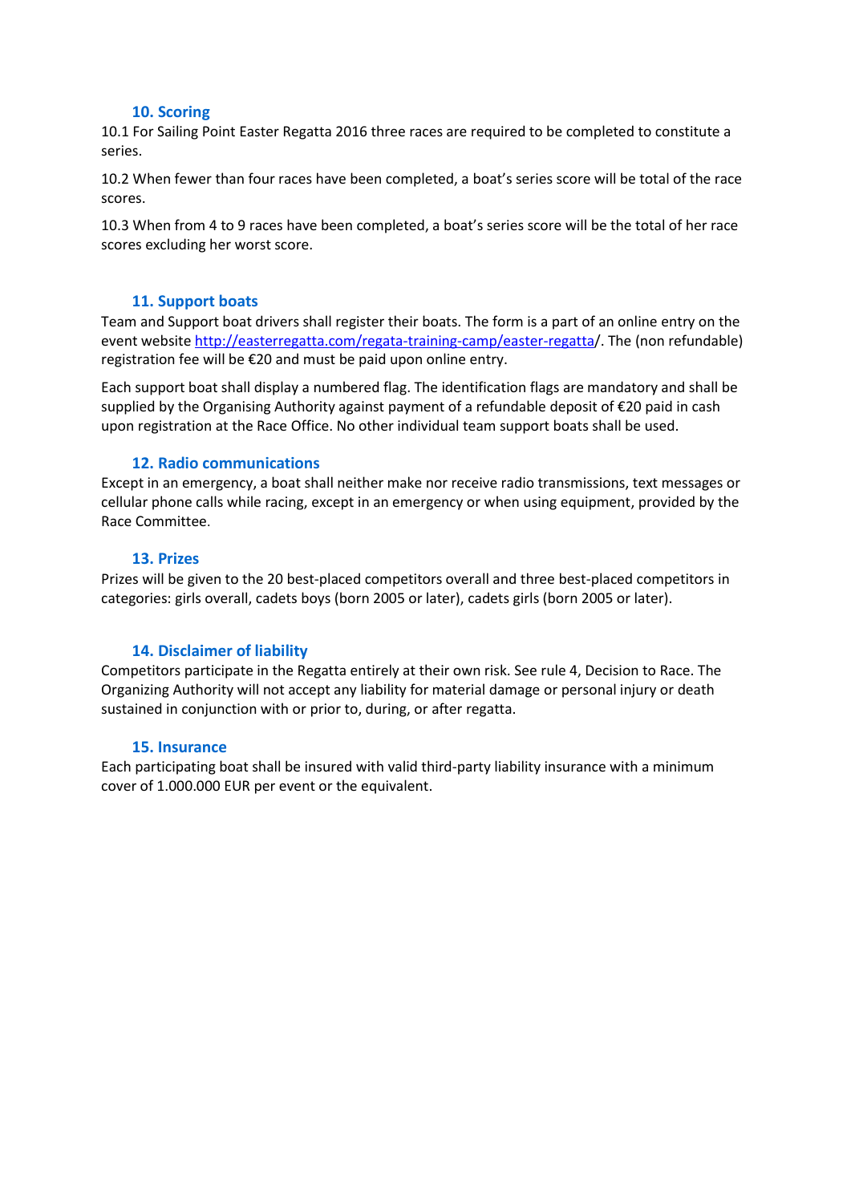### 10. Scoring

10.1 For Sailing Point Easter Regatta 2016 three races are required to be completed to constitute a series.

10.2 When fewer than four races have been completed, a boat's series score will be total of the race scores.

10.3 When from 4 to 9 races have been completed, a boat's series score will be the total of her race scores excluding her worst score.

### 11. Support boats

Team and Support boat drivers shall register their boats. The form is a part of an online entry on the event website [http://easterregatta.com/regata-training-camp/easter-regatta](http://easterregatta.com/regata-training-camp/easter-regatta)/. The (non refundable) registration fee will be €20 and must be paid upon online entry.

Each support boat shall display a numbered flag. The identification flags are mandatory and shall be supplied by the Organising Authority against payment of a refundable deposit of €20 paid in cash upon registration at the Race Office. No other individual team support boats shall be used.

### 12. Radio communications

Except in an emergency, a boat shall neither make nor receive radio transmissions, text messages or cellular phone calls while racing, except in an emergency or when using equipment, provided by the Race Committee.

### 13. Prizes

Prizes will be given to the 20 best-placed competitors overall and three best-placed competitors in categories: girls overall, cadets boys (born 2005 or later), cadets girls (born 2005 or later).

### 14. Disclaimer of liability

Competitors participate in the Regatta entirely at their own risk. See rule 4, Decision to Race. The Organizing Authority will not accept any liability for material damage or personal injury or death sustained in conjunction with or prior to, during, or after regatta.

### 15. Insurance

Each participating boat shall be insured with valid third-party liability insurance with a minimum cover of 1.000.000 EUR per event or the equivalent.